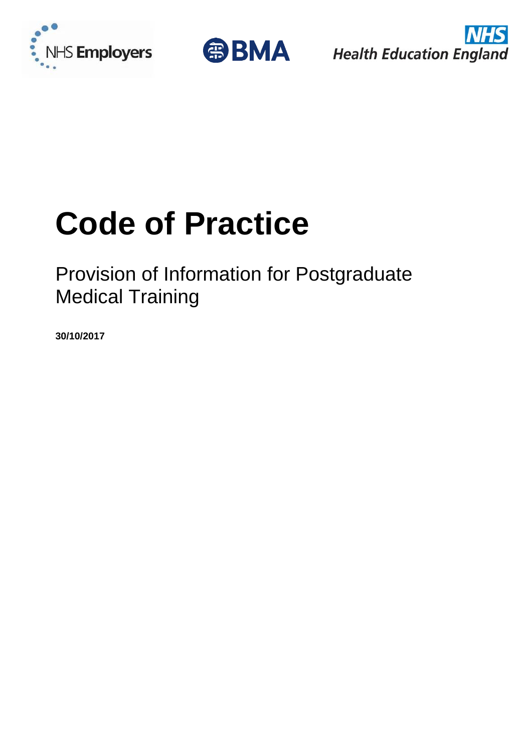NHS Employers BMA NHS Health Education England

# Code of Practice

## Provision of Information for Postgraduate Medical Training

**30/10/2017**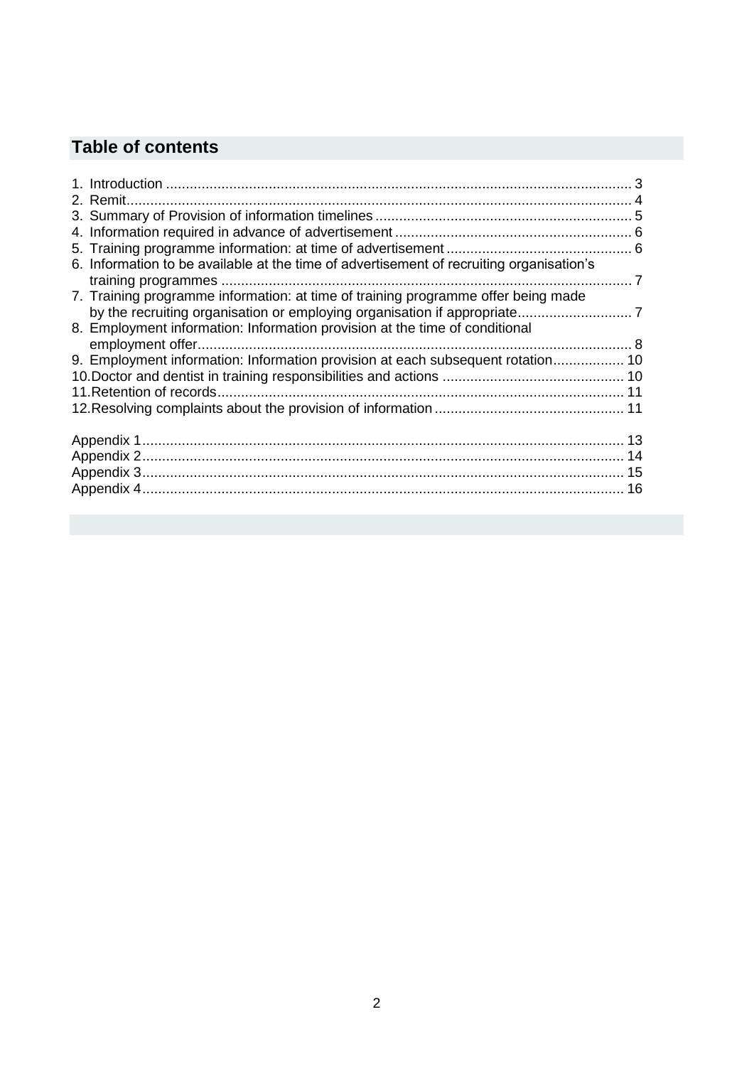## Table of contents

1. Introduction ...................................................................................................................... 3
2. Remit................................................................................................................................ 4
3. Summary of Provision of information timelines ................................................................. 5
4. Information required in advance of advertisement ............................................................ 6
5. Training programme information: at time of advertisement ............................................... 6
6. Information to be available at the time of advertisement of recruiting organisation's training programmes ........................................................................................................ 7
7. Training programme information: at time of training programme offer being made by the recruiting organisation or employing organisation if appropriate............................. 7
8. Employment information: Information provision at the time of conditional employment offer.............................................................................................................. 8
9. Employment information: Information provision at each subsequent rotation.................. 10
10. Doctor and dentist in training responsibilities and actions ............................................. 10
11. Retention of records....................................................................................................... 11
12. Resolving complaints about the provision of information ................................................ 11

Appendix 1......................................................................................................................... 13
Appendix 2......................................................................................................................... 14
Appendix 3......................................................................................................................... 15
Appendix 4......................................................................................................................... 16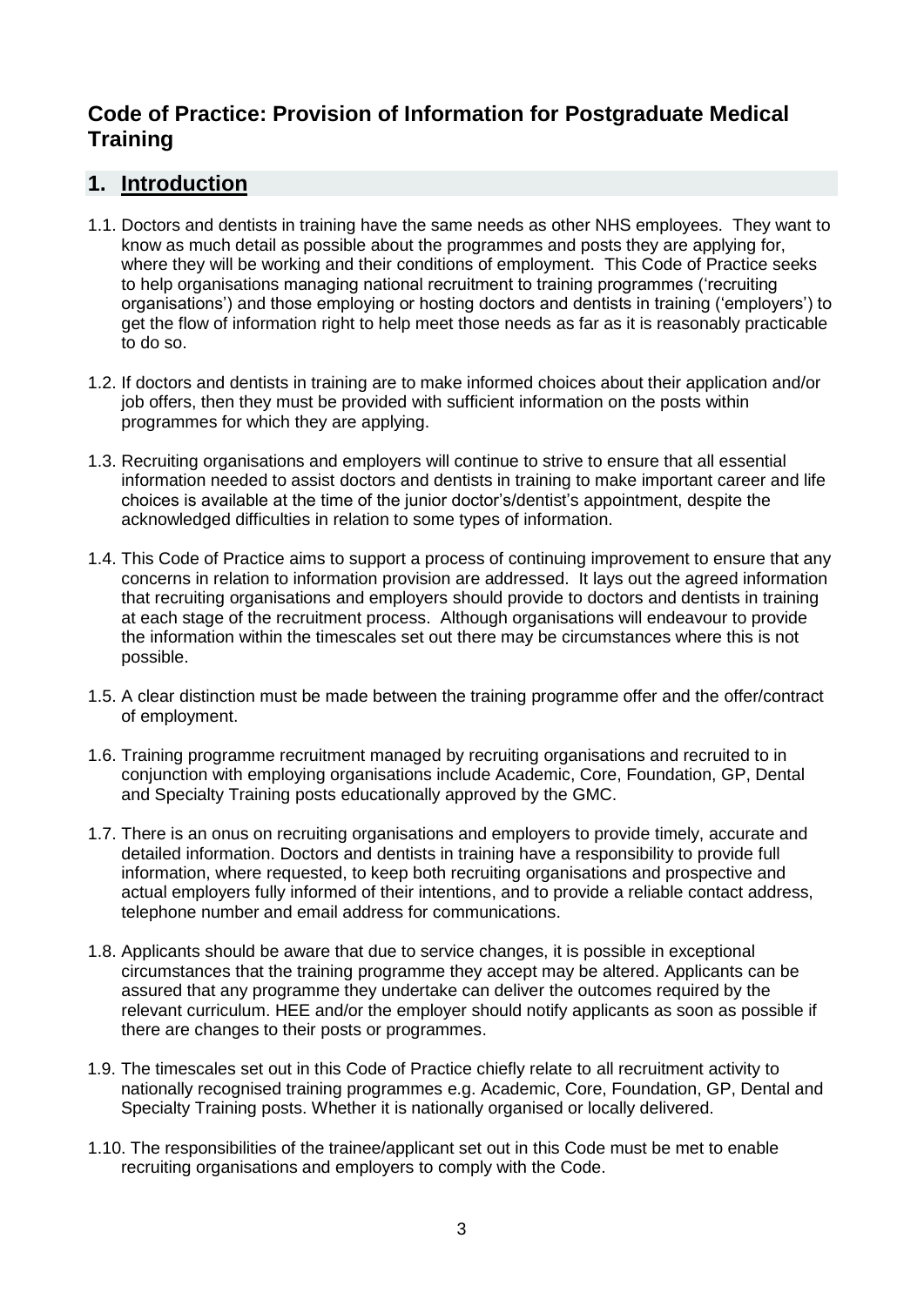# Code of Practice: Provision of Information for Postgraduate Medical Training

## 1. Introduction

1.1. Doctors and dentists in training have the same needs as other NHS employees. They want to know as much detail as possible about the programmes and posts they are applying for, where they will be working and their conditions of employment. This Code of Practice seeks to help organisations managing national recruitment to training programmes ('recruiting organisations') and those employing or hosting doctors and dentists in training ('employers') to get the flow of information right to help meet those needs as far as it is reasonably practicable to do so.

1.2. If doctors and dentists in training are to make informed choices about their application and/or job offers, then they must be provided with sufficient information on the posts within programmes for which they are applying.

1.3. Recruiting organisations and employers will continue to strive to ensure that all essential information needed to assist doctors and dentists in training to make important career and life choices is available at the time of the junior doctor's/dentist's appointment, despite the acknowledged difficulties in relation to some types of information.

1.4. This Code of Practice aims to support a process of continuing improvement to ensure that any concerns in relation to information provision are addressed. It lays out the agreed information that recruiting organisations and employers should provide to doctors and dentists in training at each stage of the recruitment process. Although organisations will endeavour to provide the information within the timescales set out there may be circumstances where this is not possible.

1.5. A clear distinction must be made between the training programme offer and the offer/contract of employment.

1.6. Training programme recruitment managed by recruiting organisations and recruited to in conjunction with employing organisations include Academic, Core, Foundation, GP, Dental and Specialty Training posts educationally approved by the GMC.

1.7. There is an onus on recruiting organisations and employers to provide timely, accurate and detailed information. Doctors and dentists in training have a responsibility to provide full information, where requested, to keep both recruiting organisations and prospective and actual employers fully informed of their intentions, and to provide a reliable contact address, telephone number and email address for communications.

1.8. Applicants should be aware that due to service changes, it is possible in exceptional circumstances that the training programme they accept may be altered. Applicants can be assured that any programme they undertake can deliver the outcomes required by the relevant curriculum. HEE and/or the employer should notify applicants as soon as possible if there are changes to their posts or programmes.

1.9. The timescales set out in this Code of Practice chiefly relate to all recruitment activity to nationally recognised training programmes e.g. Academic, Core, Foundation, GP, Dental and Specialty Training posts. Whether it is nationally organised or locally delivered.

1.10. The responsibilities of the trainee/applicant set out in this Code must be met to enable recruiting organisations and employers to comply with the Code.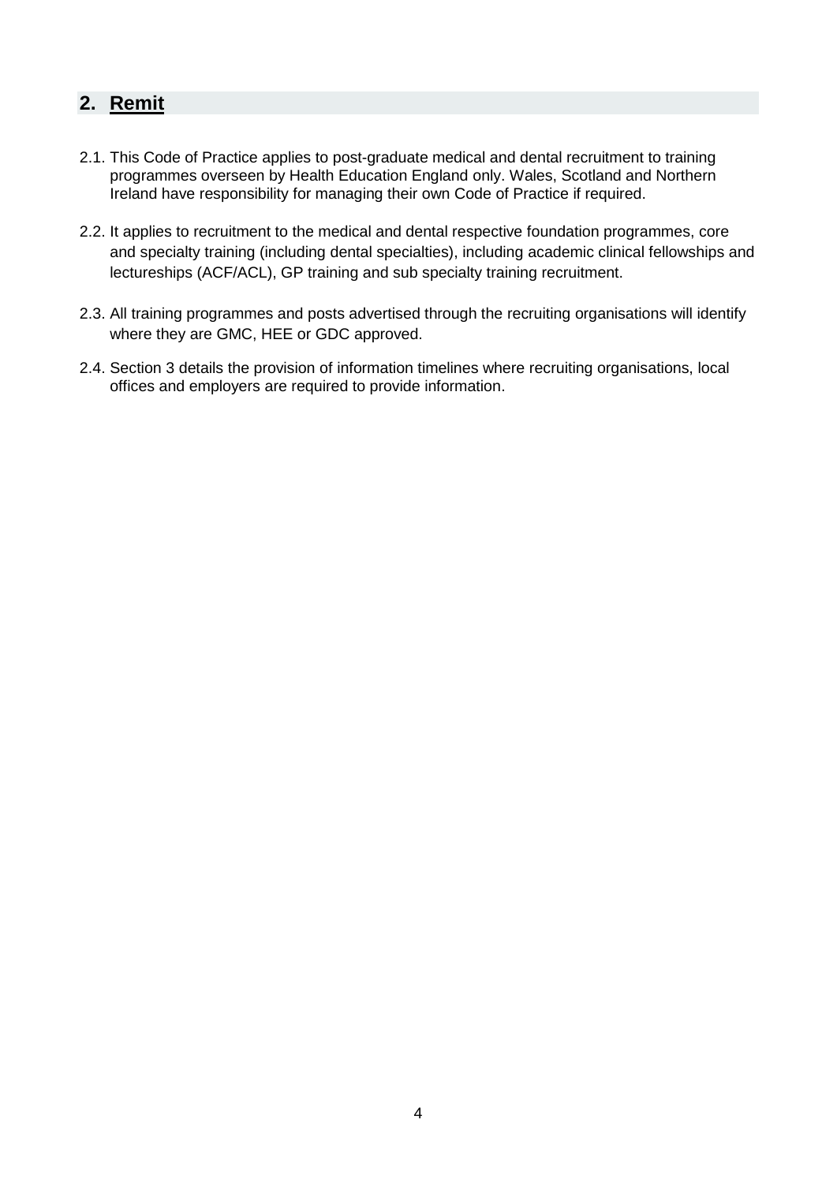## 2. Remit

2.1. This Code of Practice applies to post-graduate medical and dental recruitment to training programmes overseen by Health Education England only. Wales, Scotland and Northern Ireland have responsibility for managing their own Code of Practice if required.

2.2. It applies to recruitment to the medical and dental respective foundation programmes, core and specialty training (including dental specialties), including academic clinical fellowships and lectureships (ACF/ACL), GP training and sub specialty training recruitment.

2.3. All training programmes and posts advertised through the recruiting organisations will identify where they are GMC, HEE or GDC approved.

2.4. Section 3 details the provision of information timelines where recruiting organisations, local offices and employers are required to provide information.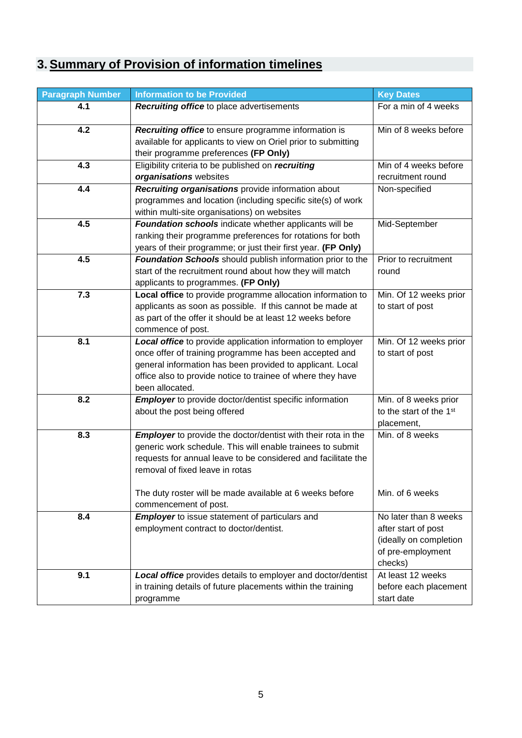## 3. Summary of Provision of information timelines

| Paragraph Number | Information to be Provided | Key Dates |
|---|---|---|
| 4.1 | ***Recruiting office*** to place advertisements | For a min of 4 weeks |
| 4.2 | ***Recruiting office*** to ensure programme information is available for applicants to view on Oriel prior to submitting their programme preferences **(FP Only)** | Min of 8 weeks before |
| 4.3 | Eligibility criteria to be published on ***recruiting organisations*** websites | Min of 4 weeks before recruitment round |
| 4.4 | ***Recruiting organisations*** provide information about programmes and location (including specific site(s) of work within multi-site organisations) on websites | Non-specified |
| 4.5 | ***Foundation schools*** indicate whether applicants will be ranking their programme preferences for rotations for both years of their programme; or just their first year. **(FP Only)** | Mid-September |
| 4.5 | ***Foundation Schools*** should publish information prior to the start of the recruitment round about how they will match applicants to programmes. **(FP Only)** | Prior to recruitment round |
| 7.3 | **Local office** to provide programme allocation information to applicants as soon as possible. If this cannot be made at as part of the offer it should be at least 12 weeks before commence of post. | Min. Of 12 weeks prior to start of post |
| 8.1 | ***Local office*** to provide application information to employer once offer of training programme has been accepted and general information has been provided to applicant. Local office also to provide notice to trainee of where they have been allocated. | Min. Of 12 weeks prior to start of post |
| 8.2 | ***Employer*** to provide doctor/dentist specific information about the post being offered | Min. of 8 weeks prior to the start of the 1st placement, |
| 8.3 | ***Employer*** to provide the doctor/dentist with their rota in the generic work schedule. This will enable trainees to submit requests for annual leave to be considered and facilitate the removal of fixed leave in rotas<br><br>The duty roster will be made available at 6 weeks before commencement of post. | Min. of 8 weeks<br><br>Min. of 6 weeks |
| 8.4 | ***Employer*** to issue statement of particulars and employment contract to doctor/dentist. | No later than 8 weeks after start of post (ideally on completion of pre-employment checks) |
| 9.1 | ***Local office*** provides details to employer and doctor/dentist in training details of future placements within the training programme | At least 12 weeks before each placement start date |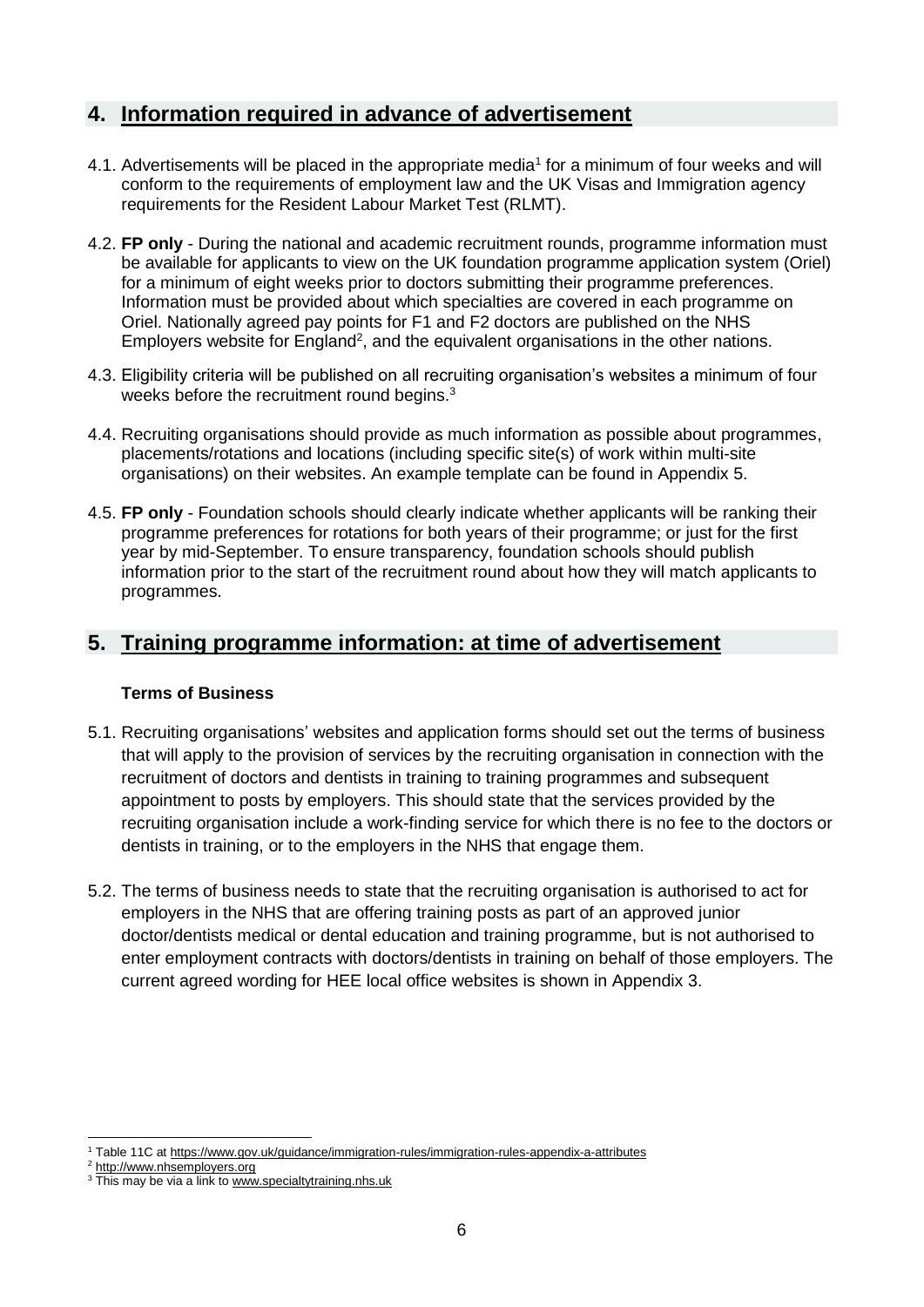## 4. Information required in advance of advertisement

4.1. Advertisements will be placed in the appropriate media[1] for a minimum of four weeks and will conform to the requirements of employment law and the UK Visas and Immigration agency requirements for the Resident Labour Market Test (RLMT).

4.2. **FP only** - During the national and academic recruitment rounds, programme information must be available for applicants to view on the UK foundation programme application system (Oriel) for a minimum of eight weeks prior to doctors submitting their programme preferences. Information must be provided about which specialties are covered in each programme on Oriel. Nationally agreed pay points for F1 and F2 doctors are published on the NHS Employers website for England[2], and the equivalent organisations in the other nations.

4.3. Eligibility criteria will be published on all recruiting organisation's websites a minimum of four weeks before the recruitment round begins.[3]

4.4. Recruiting organisations should provide as much information as possible about programmes, placements/rotations and locations (including specific site(s) of work within multi-site organisations) on their websites. An example template can be found in Appendix 5.

4.5. **FP only** - Foundation schools should clearly indicate whether applicants will be ranking their programme preferences for rotations for both years of their programme; or just for the first year by mid-September. To ensure transparency, foundation schools should publish information prior to the start of the recruitment round about how they will match applicants to programmes.

## 5. Training programme information: at time of advertisement

**Terms of Business**

5.1. Recruiting organisations' websites and application forms should set out the terms of business that will apply to the provision of services by the recruiting organisation in connection with the recruitment of doctors and dentists in training to training programmes and subsequent appointment to posts by employers. This should state that the services provided by the recruiting organisation include a work-finding service for which there is no fee to the doctors or dentists in training, or to the employers in the NHS that engage them.

5.2. The terms of business needs to state that the recruiting organisation is authorised to act for employers in the NHS that are offering training posts as part of an approved junior doctor/dentists medical or dental education and training programme, but is not authorised to enter employment contracts with doctors/dentists in training on behalf of those employers. The current agreed wording for HEE local office websites is shown in Appendix 3.

---

[1] Table 11C at https://www.gov.uk/guidance/immigration-rules/immigration-rules-appendix-a-attributes

[2] http://www.nhsemployers.org

[3] This may be via a link to www.specialtytraining.nhs.uk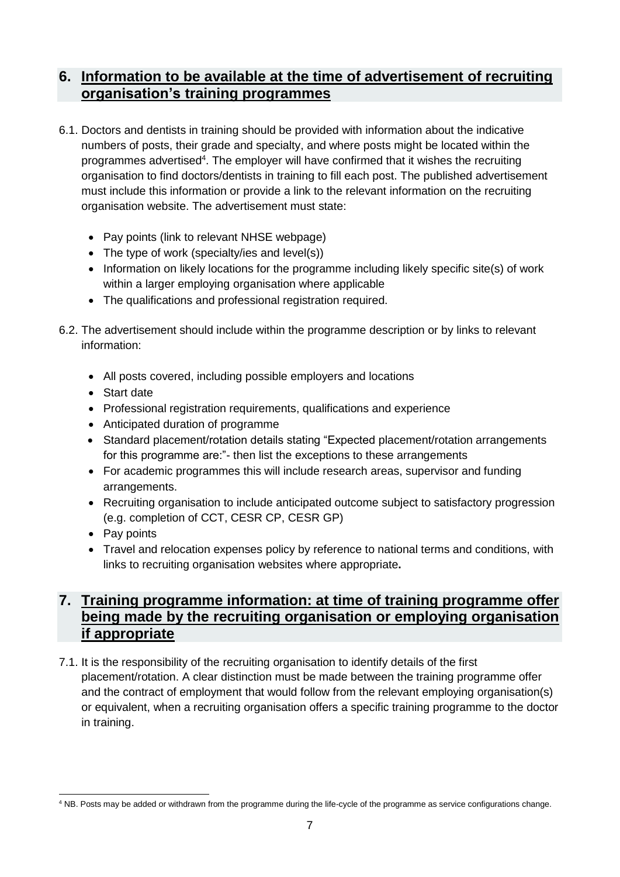## 6. Information to be available at the time of advertisement of recruiting organisation's training programmes

6.1. Doctors and dentists in training should be provided with information about the indicative numbers of posts, their grade and specialty, and where posts might be located within the programmes advertised[4]. The employer will have confirmed that it wishes the recruiting organisation to find doctors/dentists in training to fill each post. The published advertisement must include this information or provide a link to the relevant information on the recruiting organisation website. The advertisement must state:

- Pay points (link to relevant NHSE webpage)
- The type of work (specialty/ies and level(s))
- Information on likely locations for the programme including likely specific site(s) of work within a larger employing organisation where applicable
- The qualifications and professional registration required.

6.2. The advertisement should include within the programme description or by links to relevant information:

- All posts covered, including possible employers and locations
- Start date
- Professional registration requirements, qualifications and experience
- Anticipated duration of programme
- Standard placement/rotation details stating "Expected placement/rotation arrangements for this programme are:"- then list the exceptions to these arrangements
- For academic programmes this will include research areas, supervisor and funding arrangements.
- Recruiting organisation to include anticipated outcome subject to satisfactory progression (e.g. completion of CCT, CESR CP, CESR GP)
- Pay points
- Travel and relocation expenses policy by reference to national terms and conditions, with links to recruiting organisation websites where appropriate**.**

## 7. Training programme information: at time of training programme offer being made by the recruiting organisation or employing organisation if appropriate

7.1. It is the responsibility of the recruiting organisation to identify details of the first placement/rotation. A clear distinction must be made between the training programme offer and the contract of employment that would follow from the relevant employing organisation(s) or equivalent, when a recruiting organisation offers a specific training programme to the doctor in training.

---

[4] NB. Posts may be added or withdrawn from the programme during the life-cycle of the programme as service configurations change.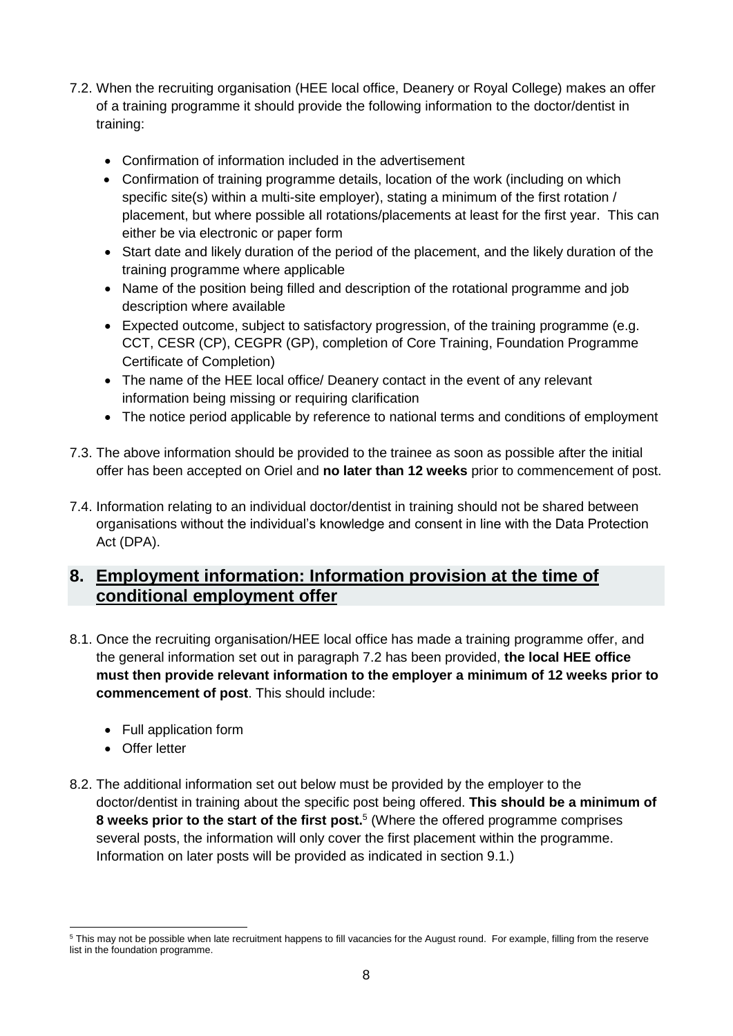7.2. When the recruiting organisation (HEE local office, Deanery or Royal College) makes an offer of a training programme it should provide the following information to the doctor/dentist in training:

- Confirmation of information included in the advertisement
- Confirmation of training programme details, location of the work (including on which specific site(s) within a multi-site employer), stating a minimum of the first rotation / placement, but where possible all rotations/placements at least for the first year. This can either be via electronic or paper form
- Start date and likely duration of the period of the placement, and the likely duration of the training programme where applicable
- Name of the position being filled and description of the rotational programme and job description where available
- Expected outcome, subject to satisfactory progression, of the training programme (e.g. CCT, CESR (CP), CEGPR (GP), completion of Core Training, Foundation Programme Certificate of Completion)
- The name of the HEE local office/ Deanery contact in the event of any relevant information being missing or requiring clarification
- The notice period applicable by reference to national terms and conditions of employment

7.3. The above information should be provided to the trainee as soon as possible after the initial offer has been accepted on Oriel and **no later than 12 weeks** prior to commencement of post.

7.4. Information relating to an individual doctor/dentist in training should not be shared between organisations without the individual's knowledge and consent in line with the Data Protection Act (DPA).

## 8. Employment information: Information provision at the time of conditional employment offer

8.1. Once the recruiting organisation/HEE local office has made a training programme offer, and the general information set out in paragraph 7.2 has been provided, **the local HEE office must then provide relevant information to the employer a minimum of 12 weeks prior to commencement of post**. This should include:

- Full application form
- Offer letter

8.2. The additional information set out below must be provided by the employer to the doctor/dentist in training about the specific post being offered. **This should be a minimum of 8 weeks prior to the start of the first post.**[5] (Where the offered programme comprises several posts, the information will only cover the first placement within the programme. Information on later posts will be provided as indicated in section 9.1.)

[5] This may not be possible when late recruitment happens to fill vacancies for the August round. For example, filling from the reserve list in the foundation programme.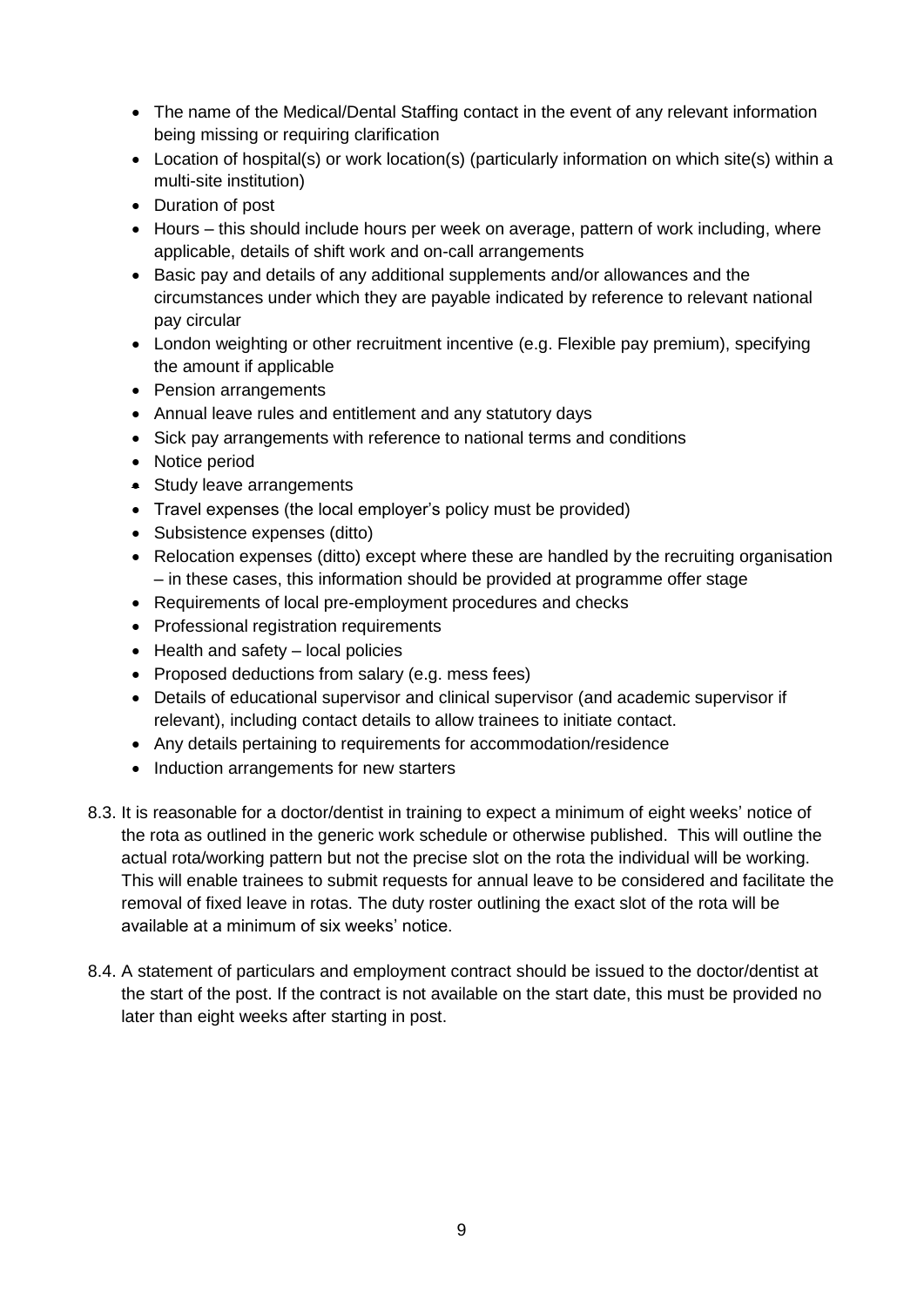- The name of the Medical/Dental Staffing contact in the event of any relevant information being missing or requiring clarification
- Location of hospital(s) or work location(s) (particularly information on which site(s) within a multi-site institution)
- Duration of post
- Hours – this should include hours per week on average, pattern of work including, where applicable, details of shift work and on-call arrangements
- Basic pay and details of any additional supplements and/or allowances and the circumstances under which they are payable indicated by reference to relevant national pay circular
- London weighting or other recruitment incentive (e.g. Flexible pay premium), specifying the amount if applicable
- Pension arrangements
- Annual leave rules and entitlement and any statutory days
- Sick pay arrangements with reference to national terms and conditions
- Notice period
- Study leave arrangements
- Travel expenses (the local employer's policy must be provided)
- Subsistence expenses (ditto)
- Relocation expenses (ditto) except where these are handled by the recruiting organisation – in these cases, this information should be provided at programme offer stage
- Requirements of local pre-employment procedures and checks
- Professional registration requirements
- Health and safety – local policies
- Proposed deductions from salary (e.g. mess fees)
- Details of educational supervisor and clinical supervisor (and academic supervisor if relevant), including contact details to allow trainees to initiate contact.
- Any details pertaining to requirements for accommodation/residence
- Induction arrangements for new starters

8.3. It is reasonable for a doctor/dentist in training to expect a minimum of eight weeks' notice of the rota as outlined in the generic work schedule or otherwise published. This will outline the actual rota/working pattern but not the precise slot on the rota the individual will be working. This will enable trainees to submit requests for annual leave to be considered and facilitate the removal of fixed leave in rotas. The duty roster outlining the exact slot of the rota will be available at a minimum of six weeks' notice.

8.4. A statement of particulars and employment contract should be issued to the doctor/dentist at the start of the post. If the contract is not available on the start date, this must be provided no later than eight weeks after starting in post.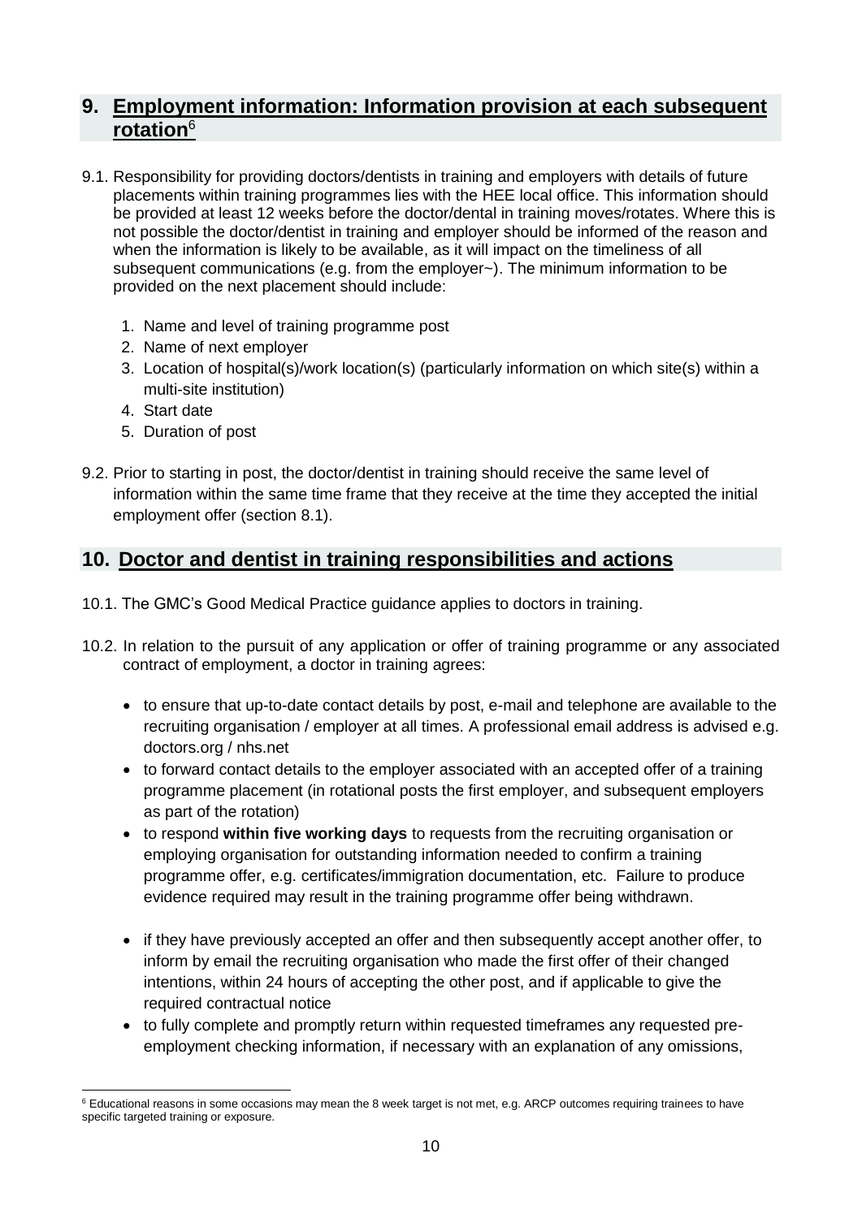## 9. Employment information: Information provision at each subsequent rotation[6]

9.1. Responsibility for providing doctors/dentists in training and employers with details of future placements within training programmes lies with the HEE local office. This information should be provided at least 12 weeks before the doctor/dental in training moves/rotates. Where this is not possible the doctor/dentist in training and employer should be informed of the reason and when the information is likely to be available, as it will impact on the timeliness of all subsequent communications (e.g. from the employer~). The minimum information to be provided on the next placement should include:

1. Name and level of training programme post
2. Name of next employer
3. Location of hospital(s)/work location(s) (particularly information on which site(s) within a multi-site institution)
4. Start date
5. Duration of post

9.2. Prior to starting in post, the doctor/dentist in training should receive the same level of information within the same time frame that they receive at the time they accepted the initial employment offer (section 8.1).

## 10. Doctor and dentist in training responsibilities and actions

10.1. The GMC's Good Medical Practice guidance applies to doctors in training.

10.2. In relation to the pursuit of any application or offer of training programme or any associated contract of employment, a doctor in training agrees:

- to ensure that up-to-date contact details by post, e-mail and telephone are available to the recruiting organisation / employer at all times. A professional email address is advised e.g. doctors.org / nhs.net
- to forward contact details to the employer associated with an accepted offer of a training programme placement (in rotational posts the first employer, and subsequent employers as part of the rotation)
- to respond **within five working days** to requests from the recruiting organisation or employing organisation for outstanding information needed to confirm a training programme offer, e.g. certificates/immigration documentation, etc. Failure to produce evidence required may result in the training programme offer being withdrawn.
- if they have previously accepted an offer and then subsequently accept another offer, to inform by email the recruiting organisation who made the first offer of their changed intentions, within 24 hours of accepting the other post, and if applicable to give the required contractual notice
- to fully complete and promptly return within requested timeframes any requested pre-employment checking information, if necessary with an explanation of any omissions,

[6] Educational reasons in some occasions may mean the 8 week target is not met, e.g. ARCP outcomes requiring trainees to have specific targeted training or exposure.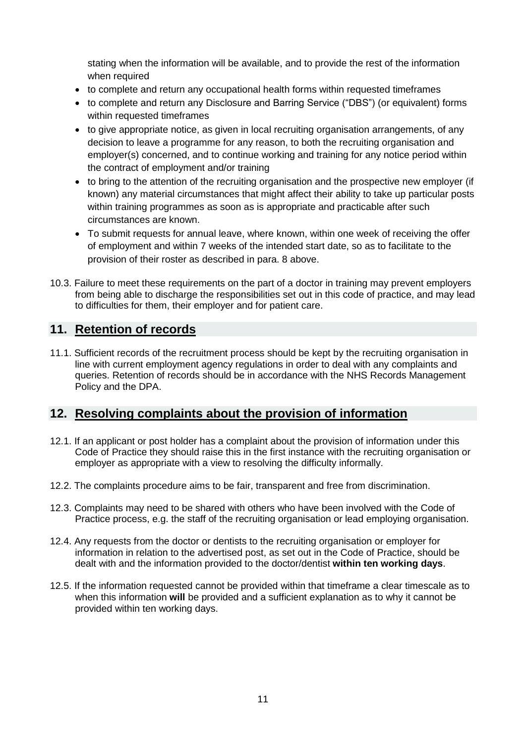stating when the information will be available, and to provide the rest of the information when required

- to complete and return any occupational health forms within requested timeframes
- to complete and return any Disclosure and Barring Service ("DBS") (or equivalent) forms within requested timeframes
- to give appropriate notice, as given in local recruiting organisation arrangements, of any decision to leave a programme for any reason, to both the recruiting organisation and employer(s) concerned, and to continue working and training for any notice period within the contract of employment and/or training
- to bring to the attention of the recruiting organisation and the prospective new employer (if known) any material circumstances that might affect their ability to take up particular posts within training programmes as soon as is appropriate and practicable after such circumstances are known.
- To submit requests for annual leave, where known, within one week of receiving the offer of employment and within 7 weeks of the intended start date, so as to facilitate to the provision of their roster as described in para. 8 above.

10.3. Failure to meet these requirements on the part of a doctor in training may prevent employers from being able to discharge the responsibilities set out in this code of practice, and may lead to difficulties for them, their employer and for patient care.

## 11. Retention of records

11.1. Sufficient records of the recruitment process should be kept by the recruiting organisation in line with current employment agency regulations in order to deal with any complaints and queries. Retention of records should be in accordance with the NHS Records Management Policy and the DPA.

## 12. Resolving complaints about the provision of information

12.1. If an applicant or post holder has a complaint about the provision of information under this Code of Practice they should raise this in the first instance with the recruiting organisation or employer as appropriate with a view to resolving the difficulty informally.

12.2. The complaints procedure aims to be fair, transparent and free from discrimination.

12.3. Complaints may need to be shared with others who have been involved with the Code of Practice process, e.g. the staff of the recruiting organisation or lead employing organisation.

12.4. Any requests from the doctor or dentists to the recruiting organisation or employer for information in relation to the advertised post, as set out in the Code of Practice, should be dealt with and the information provided to the doctor/dentist **within ten working days**.

12.5. If the information requested cannot be provided within that timeframe a clear timescale as to when this information **will** be provided and a sufficient explanation as to why it cannot be provided within ten working days.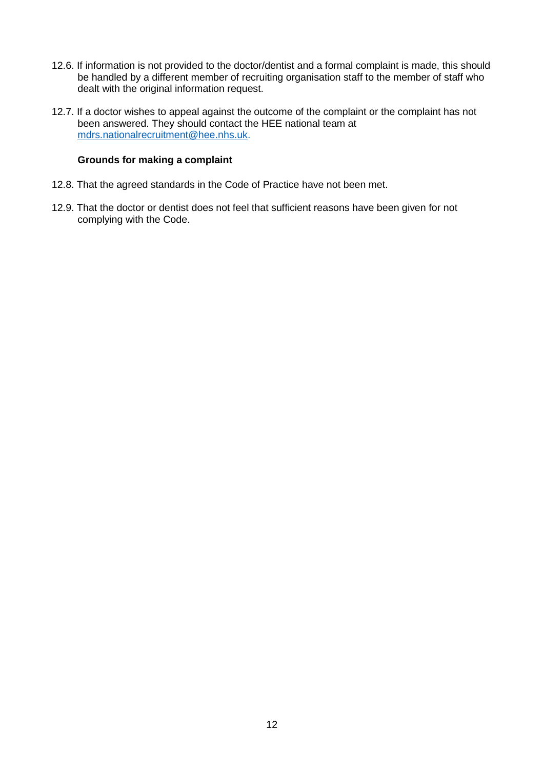12.6. If information is not provided to the doctor/dentist and a formal complaint is made, this should be handled by a different member of recruiting organisation staff to the member of staff who dealt with the original information request.

12.7. If a doctor wishes to appeal against the outcome of the complaint or the complaint has not been answered. They should contact the HEE national team at mdrs.nationalrecruitment@hee.nhs.uk.

**Grounds for making a complaint**

12.8. That the agreed standards in the Code of Practice have not been met.

12.9. That the doctor or dentist does not feel that sufficient reasons have been given for not complying with the Code.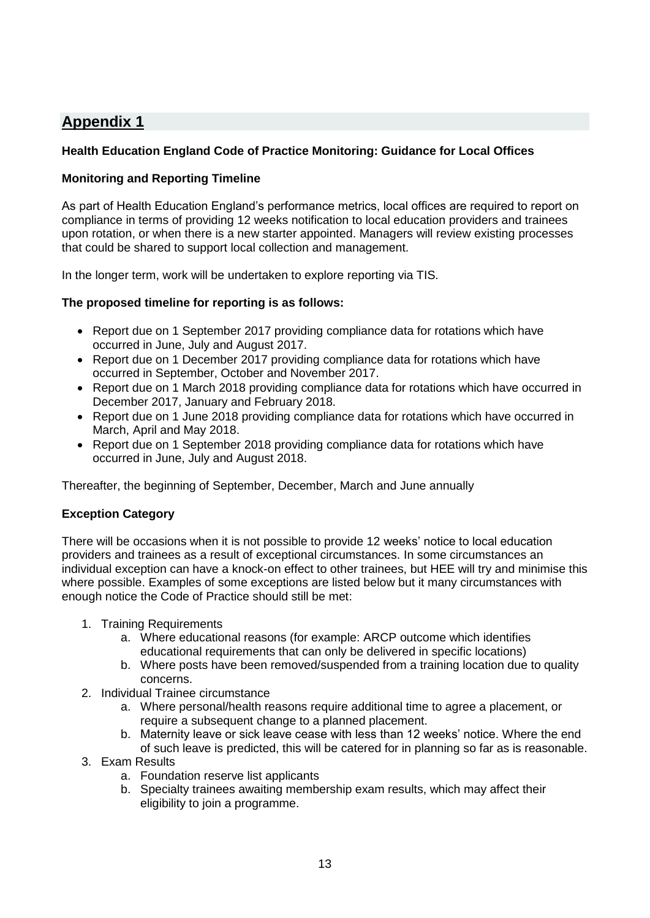## Appendix 1

**Health Education England Code of Practice Monitoring: Guidance for Local Offices**

**Monitoring and Reporting Timeline**

As part of Health Education England's performance metrics, local offices are required to report on compliance in terms of providing 12 weeks notification to local education providers and trainees upon rotation, or when there is a new starter appointed. Managers will review existing processes that could be shared to support local collection and management.

In the longer term, work will be undertaken to explore reporting via TIS.

**The proposed timeline for reporting is as follows:**

- Report due on 1 September 2017 providing compliance data for rotations which have occurred in June, July and August 2017.
- Report due on 1 December 2017 providing compliance data for rotations which have occurred in September, October and November 2017.
- Report due on 1 March 2018 providing compliance data for rotations which have occurred in December 2017, January and February 2018.
- Report due on 1 June 2018 providing compliance data for rotations which have occurred in March, April and May 2018.
- Report due on 1 September 2018 providing compliance data for rotations which have occurred in June, July and August 2018.

Thereafter, the beginning of September, December, March and June annually

**Exception Category**

There will be occasions when it is not possible to provide 12 weeks' notice to local education providers and trainees as a result of exceptional circumstances. In some circumstances an individual exception can have a knock-on effect to other trainees, but HEE will try and minimise this where possible. Examples of some exceptions are listed below but it many circumstances with enough notice the Code of Practice should still be met:

1. Training Requirements
   a. Where educational reasons (for example: ARCP outcome which identifies educational requirements that can only be delivered in specific locations)
   b. Where posts have been removed/suspended from a training location due to quality concerns.
2. Individual Trainee circumstance
   a. Where personal/health reasons require additional time to agree a placement, or require a subsequent change to a planned placement.
   b. Maternity leave or sick leave cease with less than 12 weeks' notice. Where the end of such leave is predicted, this will be catered for in planning so far as is reasonable.
3. Exam Results
   a. Foundation reserve list applicants
   b. Specialty trainees awaiting membership exam results, which may affect their eligibility to join a programme.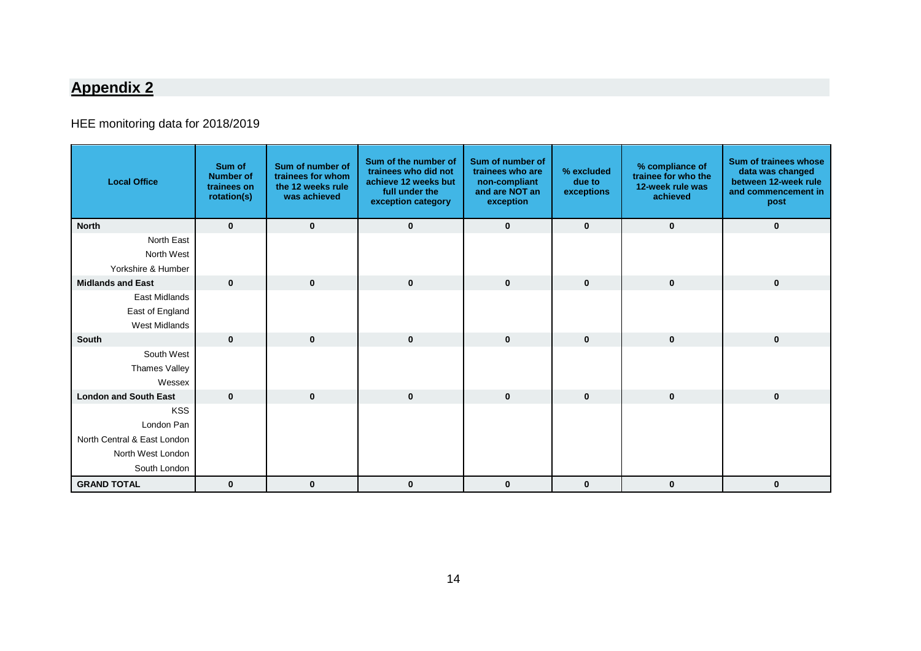## **Appendix 2**

HEE monitoring data for 2018/2019

| Local Office | Sum of Number of trainees on rotation(s) | Sum of number of trainees for whom the 12 weeks rule was achieved | Sum of the number of trainees who did not achieve 12 weeks but full under the exception category | Sum of number of trainees who are non-compliant and are NOT an exception | % excluded due to exceptions | % compliance of trainee for who the 12-week rule was achieved | Sum of trainees whose data was changed between 12-week rule and commencement in post |
|---|---|---|---|---|---|---|---|
| **North** | **0** | **0** | **0** | **0** | **0** | **0** | **0** |
| North East | | | | | | | |
| North West | | | | | | | |
| Yorkshire & Humber | | | | | | | |
| **Midlands and East** | **0** | **0** | **0** | **0** | **0** | **0** | **0** |
| East Midlands | | | | | | | |
| East of England | | | | | | | |
| West Midlands | | | | | | | |
| **South** | **0** | **0** | **0** | **0** | **0** | **0** | **0** |
| South West | | | | | | | |
| Thames Valley | | | | | | | |
| Wessex | | | | | | | |
| **London and South East** | **0** | **0** | **0** | **0** | **0** | **0** | **0** |
| KSS | | | | | | | |
| London Pan | | | | | | | |
| North Central & East London | | | | | | | |
| North West London | | | | | | | |
| South London | | | | | | | |
| **GRAND TOTAL** | **0** | **0** | **0** | **0** | **0** | **0** | **0** |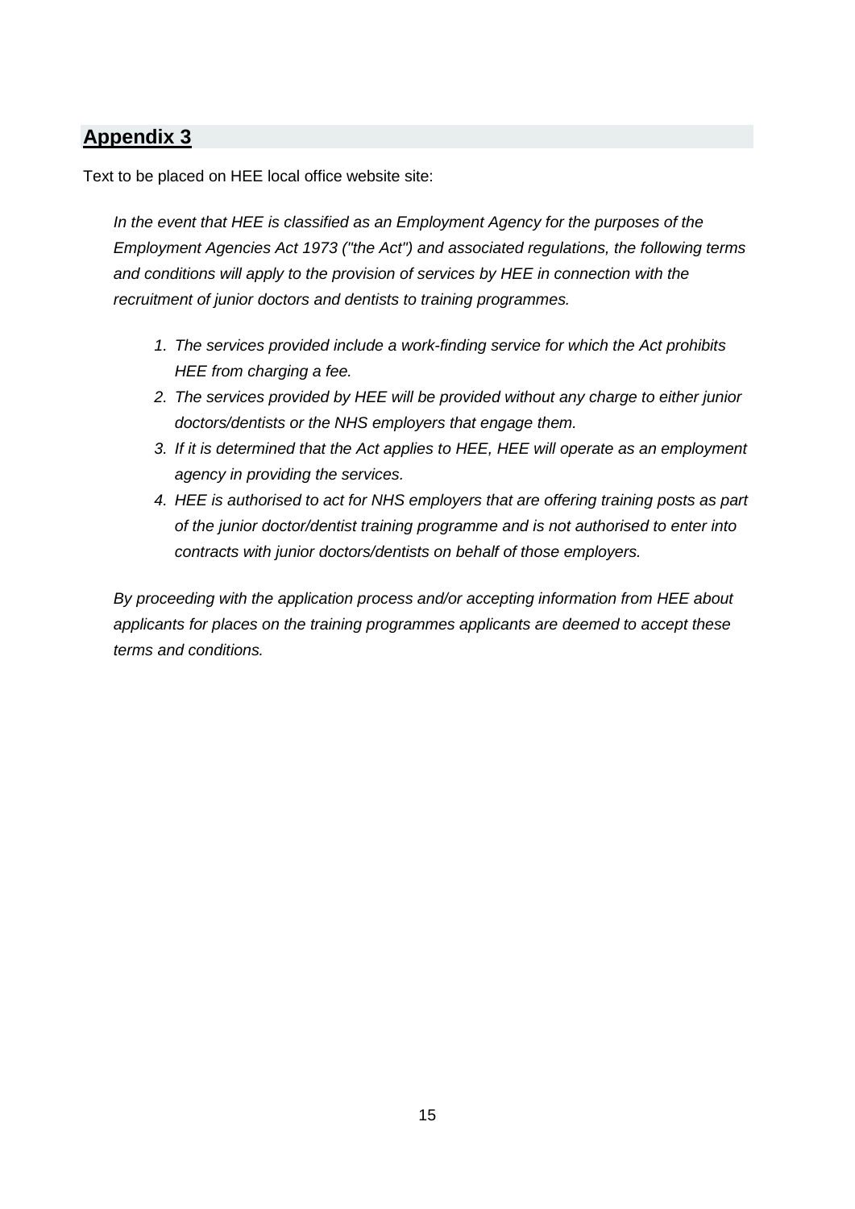## **Appendix 3**

Text to be placed on HEE local office website site:

*In the event that HEE is classified as an Employment Agency for the purposes of the Employment Agencies Act 1973 ("the Act") and associated regulations, the following terms and conditions will apply to the provision of services by HEE in connection with the recruitment of junior doctors and dentists to training programmes.*

1. *The services provided include a work-finding service for which the Act prohibits HEE from charging a fee.*
2. *The services provided by HEE will be provided without any charge to either junior doctors/dentists or the NHS employers that engage them.*
3. *If it is determined that the Act applies to HEE, HEE will operate as an employment agency in providing the services.*
4. *HEE is authorised to act for NHS employers that are offering training posts as part of the junior doctor/dentist training programme and is not authorised to enter into contracts with junior doctors/dentists on behalf of those employers.*

*By proceeding with the application process and/or accepting information from HEE about applicants for places on the training programmes applicants are deemed to accept these terms and conditions.*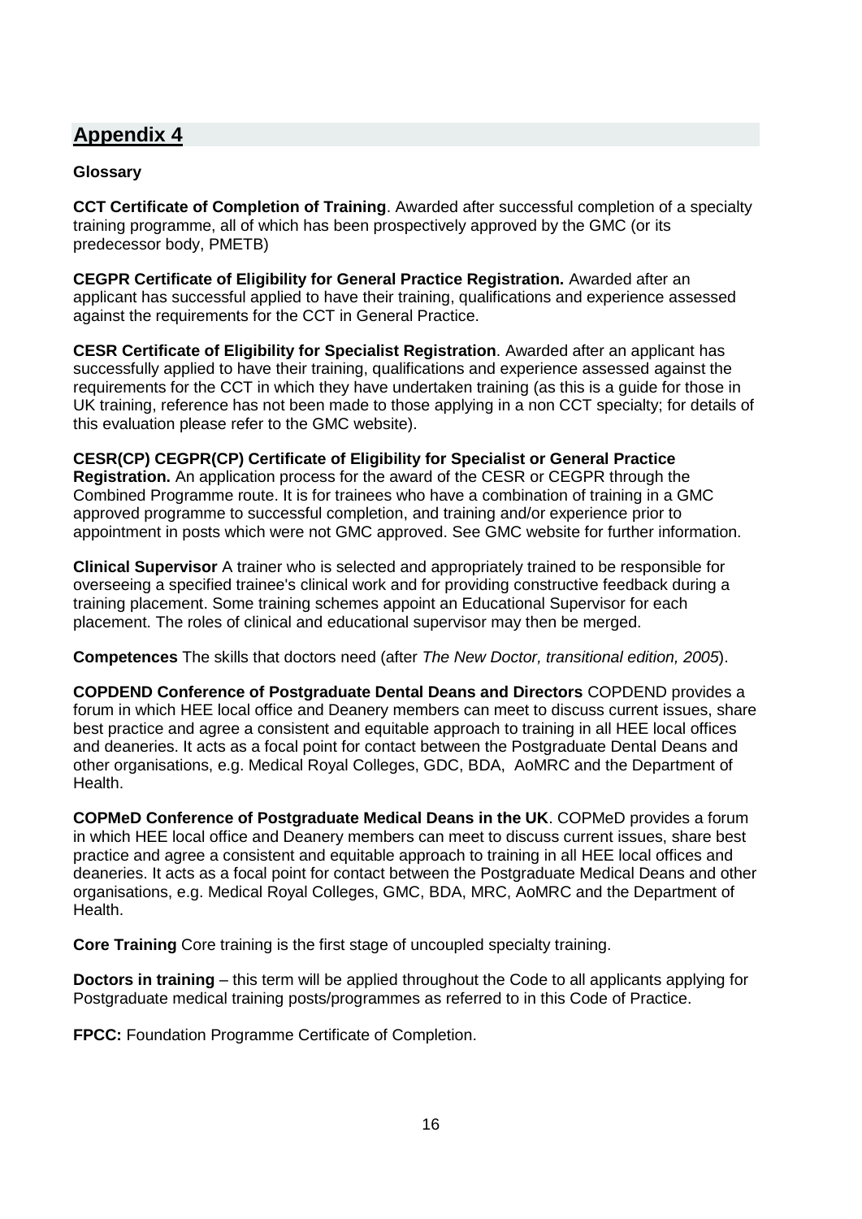## Appendix 4

**Glossary**

**CCT Certificate of Completion of Training**. Awarded after successful completion of a specialty training programme, all of which has been prospectively approved by the GMC (or its predecessor body, PMETB)

**CEGPR Certificate of Eligibility for General Practice Registration.** Awarded after an applicant has successful applied to have their training, qualifications and experience assessed against the requirements for the CCT in General Practice.

**CESR Certificate of Eligibility for Specialist Registration**. Awarded after an applicant has successfully applied to have their training, qualifications and experience assessed against the requirements for the CCT in which they have undertaken training (as this is a guide for those in UK training, reference has not been made to those applying in a non CCT specialty; for details of this evaluation please refer to the GMC website).

**CESR(CP) CEGPR(CP) Certificate of Eligibility for Specialist or General Practice Registration.** An application process for the award of the CESR or CEGPR through the Combined Programme route. It is for trainees who have a combination of training in a GMC approved programme to successful completion, and training and/or experience prior to appointment in posts which were not GMC approved. See GMC website for further information.

**Clinical Supervisor** A trainer who is selected and appropriately trained to be responsible for overseeing a specified trainee's clinical work and for providing constructive feedback during a training placement. Some training schemes appoint an Educational Supervisor for each placement. The roles of clinical and educational supervisor may then be merged.

**Competences** The skills that doctors need (after *The New Doctor, transitional edition, 2005*).

**COPDEND Conference of Postgraduate Dental Deans and Directors** COPDEND provides a forum in which HEE local office and Deanery members can meet to discuss current issues, share best practice and agree a consistent and equitable approach to training in all HEE local offices and deaneries. It acts as a focal point for contact between the Postgraduate Dental Deans and other organisations, e.g. Medical Royal Colleges, GDC, BDA, AoMRC and the Department of Health.

**COPMeD Conference of Postgraduate Medical Deans in the UK**. COPMeD provides a forum in which HEE local office and Deanery members can meet to discuss current issues, share best practice and agree a consistent and equitable approach to training in all HEE local offices and deaneries. It acts as a focal point for contact between the Postgraduate Medical Deans and other organisations, e.g. Medical Royal Colleges, GMC, BDA, MRC, AoMRC and the Department of Health.

**Core Training** Core training is the first stage of uncoupled specialty training.

**Doctors in training** – this term will be applied throughout the Code to all applicants applying for Postgraduate medical training posts/programmes as referred to in this Code of Practice.

**FPCC:** Foundation Programme Certificate of Completion.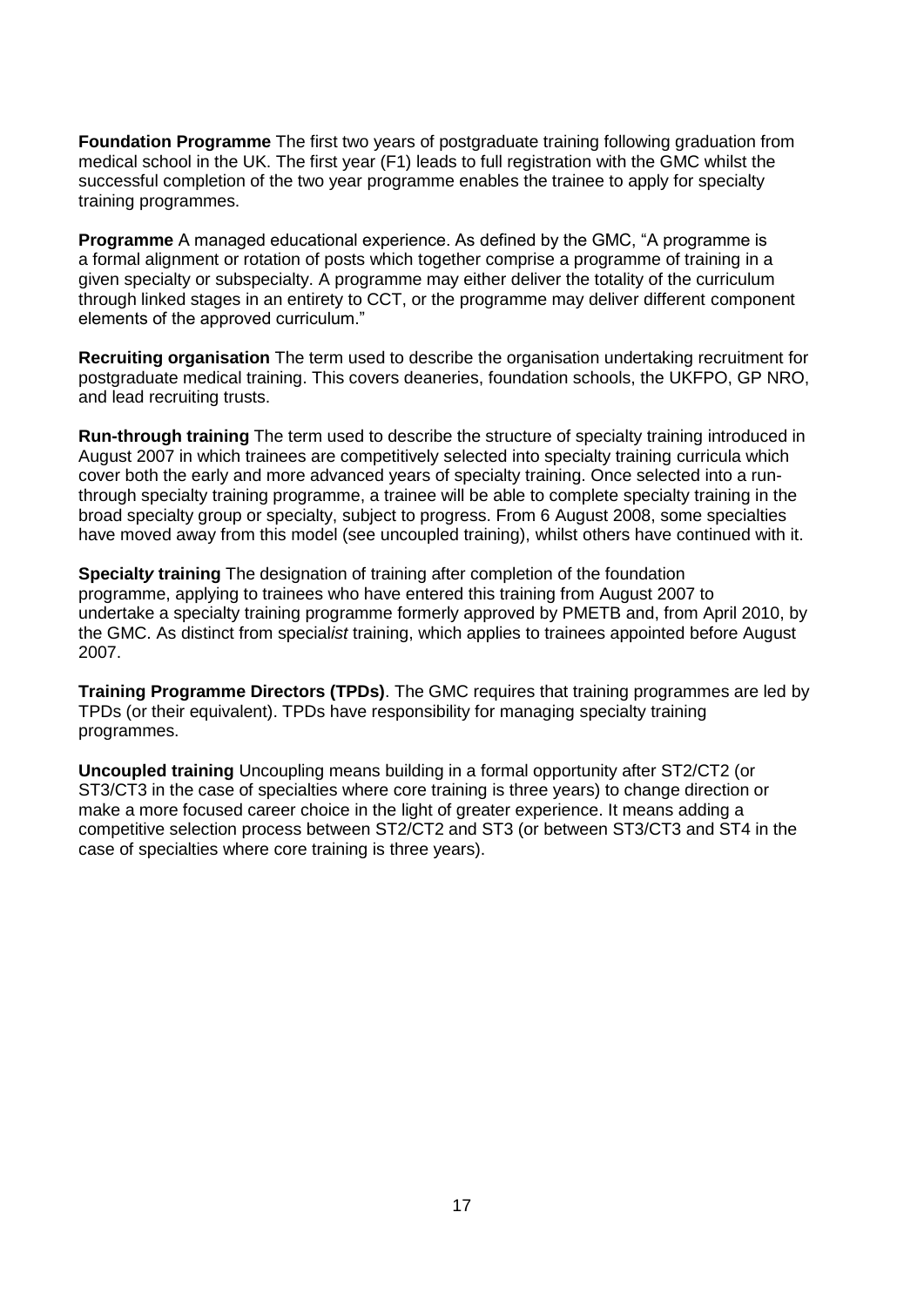**Foundation Programme** The first two years of postgraduate training following graduation from medical school in the UK. The first year (F1) leads to full registration with the GMC whilst the successful completion of the two year programme enables the trainee to apply for specialty training programmes.

**Programme** A managed educational experience. As defined by the GMC, "A programme is a formal alignment or rotation of posts which together comprise a programme of training in a given specialty or subspecialty. A programme may either deliver the totality of the curriculum through linked stages in an entirety to CCT, or the programme may deliver different component elements of the approved curriculum."

**Recruiting organisation** The term used to describe the organisation undertaking recruitment for postgraduate medical training. This covers deaneries, foundation schools, the UKFPO, GP NRO, and lead recruiting trusts.

**Run-through training** The term used to describe the structure of specialty training introduced in August 2007 in which trainees are competitively selected into specialty training curricula which cover both the early and more advanced years of specialty training. Once selected into a run-through specialty training programme, a trainee will be able to complete specialty training in the broad specialty group or specialty, subject to progress. From 6 August 2008, some specialties have moved away from this model (see uncoupled training), whilst others have continued with it.

**Special*y* training** The designation of training after completion of the foundation programme, applying to trainees who have entered this training from August 2007 to undertake a specialty training programme formerly approved by PMETB and, from April 2010, by the GMC. As distinct from special*ist* training, which applies to trainees appointed before August 2007.

**Training Programme Directors (TPDs)**. The GMC requires that training programmes are led by TPDs (or their equivalent). TPDs have responsibility for managing specialty training programmes.

**Uncoupled training** Uncoupling means building in a formal opportunity after ST2/CT2 (or ST3/CT3 in the case of specialties where core training is three years) to change direction or make a more focused career choice in the light of greater experience. It means adding a competitive selection process between ST2/CT2 and ST3 (or between ST3/CT3 and ST4 in the case of specialties where core training is three years).